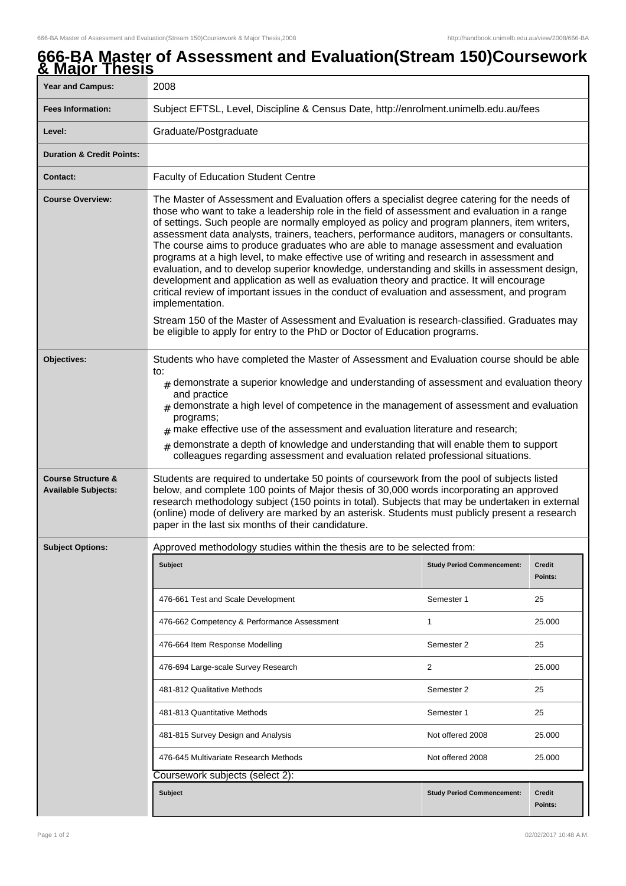# 666-BA Master of Assessment and Evaluation(Stream 150)Coursework & Major Thesis

| | |
|---|---|
| **Year and Campus:** | 2008 |
| **Fees Information:** | Subject EFTSL, Level, Discipline & Census Date, http://enrolment.unimelb.edu.au/fees |
| **Level:** | Graduate/Postgraduate |
| **Duration & Credit Points:** | |
| **Contact:** | Faculty of Education Student Centre |
| **Course Overview:** | The Master of Assessment and Evaluation offers a specialist degree catering for the needs of those who want to take a leadership role in the field of assessment and evaluation in a range of settings. Such people are normally employed as policy and program planners, item writers, assessment data analysts, trainers, teachers, performance auditors, managers or consultants. The course aims to produce graduates who are able to manage assessment and evaluation programs at a high level, to make effective use of writing and research in assessment and evaluation, and to develop superior knowledge, understanding and skills in assessment design, development and application as well as evaluation theory and practice. It will encourage critical review of important issues in the conduct of evaluation and assessment, and program implementation.<br><br>Stream 150 of the Master of Assessment and Evaluation is research-classified. Graduates may be eligible to apply for entry to the PhD or Doctor of Education programs. |
| **Objectives:** | Students who have completed the Master of Assessment and Evaluation course should be able to:<br># demonstrate a superior knowledge and understanding of assessment and evaluation theory and practice<br># demonstrate a high level of competence in the management of assessment and evaluation programs;<br># make effective use of the assessment and evaluation literature and research;<br># demonstrate a depth of knowledge and understanding that will enable them to support colleagues regarding assessment and evaluation related professional situations. |
| **Course Structure & Available Subjects:** | Students are required to undertake 50 points of coursework from the pool of subjects listed below, and complete 100 points of Major thesis of 30,000 words incorporating an approved research methodology subject (150 points in total). Subjects that may be undertaken in external (online) mode of delivery are marked by an asterisk. Students must publicly present a research paper in the last six months of their candidature. |
| **Subject Options:** | Approved methodology studies within the thesis are to be selected from: |

| Subject | Study Period Commencement: | Credit Points: |
|---|---|---|
| 476-661 Test and Scale Development | Semester 1 | 25 |
| 476-662 Competency & Performance Assessment | 1 | 25.000 |
| 476-664 Item Response Modelling | Semester 2 | 25 |
| 476-694 Large-scale Survey Research | 2 | 25.000 |
| 481-812 Qualitative Methods | Semester 2 | 25 |
| 481-813 Quantitative Methods | Semester 1 | 25 |
| 481-815 Survey Design and Analysis | Not offered 2008 | 25.000 |
| 476-645 Multivariate Research Methods | Not offered 2008 | 25.000 |

Coursework subjects (select 2):

| Subject | Study Period Commencement: | Credit Points: |
|---|---|---|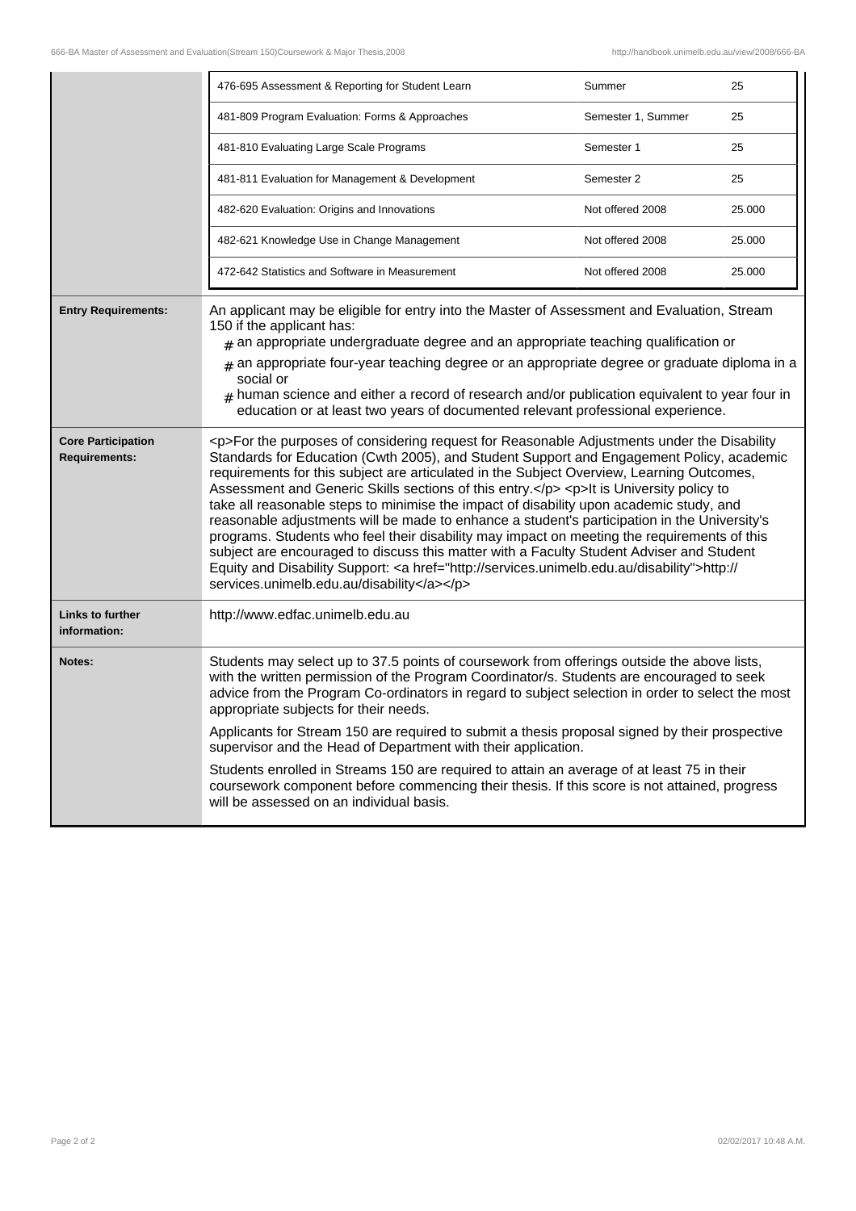| | | | |
|---|---|---|---|
| | 476-695 Assessment & Reporting for Student Learn | Summer | 25 |
| | 481-809 Program Evaluation: Forms & Approaches | Semester 1, Summer | 25 |
| | 481-810 Evaluating Large Scale Programs | Semester 1 | 25 |
| | 481-811 Evaluation for Management & Development | Semester 2 | 25 |
| | 482-620 Evaluation: Origins and Innovations | Not offered 2008 | 25.000 |
| | 482-621 Knowledge Use in Change Management | Not offered 2008 | 25.000 |
| | 472-642 Statistics and Software in Measurement | Not offered 2008 | 25.000 |

| | |
|---|---|
| **Entry Requirements:** | An applicant may be eligible for entry into the Master of Assessment and Evaluation, Stream 150 if the applicant has: # an appropriate undergraduate degree and an appropriate teaching qualification or # an appropriate four-year teaching degree or an appropriate degree or graduate diploma in a social or # human science and either a record of research and/or publication equivalent to year four in education or at least two years of documented relevant professional experience. |
| **Core Participation Requirements:** | <p>For the purposes of considering request for Reasonable Adjustments under the Disability Standards for Education (Cwth 2005), and Student Support and Engagement Policy, academic requirements for this subject are articulated in the Subject Overview, Learning Outcomes, Assessment and Generic Skills sections of this entry.</p> <p>It is University policy to take all reasonable steps to minimise the impact of disability upon academic study, and reasonable adjustments will be made to enhance a student's participation in the University's programs. Students who feel their disability may impact on meeting the requirements of this subject are encouraged to discuss this matter with a Faculty Student Adviser and Student Equity and Disability Support: <a href="http://services.unimelb.edu.au/disability">http://services.unimelb.edu.au/disability</a></p> |
| **Links to further information:** | http://www.edfac.unimelb.edu.au |
| **Notes:** | Students may select up to 37.5 points of coursework from offerings outside the above lists, with the written permission of the Program Coordinator/s. Students are encouraged to seek advice from the Program Co-ordinators in regard to subject selection in order to select the most appropriate subjects for their needs. Applicants for Stream 150 are required to submit a thesis proposal signed by their prospective supervisor and the Head of Department with their application. Students enrolled in Streams 150 are required to attain an average of at least 75 in their coursework component before commencing their thesis. If this score is not attained, progress will be assessed on an individual basis. |